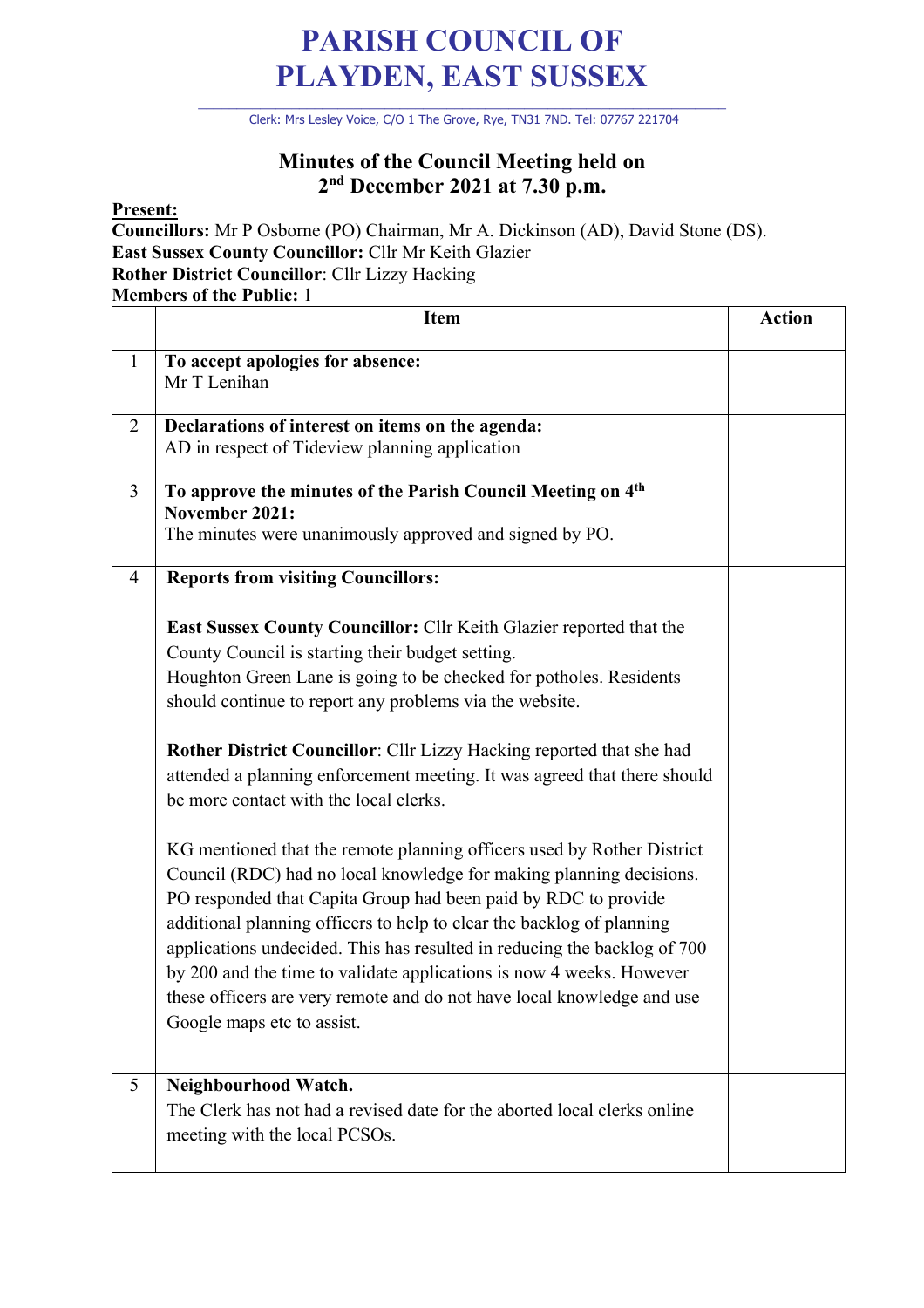# PARISH COUNCIL OF PLAYDEN, EAST SUSSEX

Clerk: Mrs Lesley Voice, C/O 1 The Grove, Rye, TN31 7ND. Tel: 07767 221704

## Minutes of the Council Meeting held on 2nd December 2021 at 7.30 p.m.

**Present:**

**Councillors:** Mr P Osborne (PO) Chairman, Mr A. Dickinson (AD), David Stone (DS).

**East Sussex County Councillor:** Cllr Mr Keith Glazier

**Rother District Councillor**: Cllr Lizzy Hacking

**Members of the Public:** 1

| | Item | Action |
|---|---|---|
| 1 | **To accept apologies for absence:**<br>Mr T Lenihan | |
| 2 | **Declarations of interest on items on the agenda:**<br>AD in respect of Tideview planning application | |
| 3 | **To approve the minutes of the Parish Council Meeting on 4th November 2021:**<br>The minutes were unanimously approved and signed by PO. | |
| 4 | **Reports from visiting Councillors:**<br><br>**East Sussex County Councillor:** Cllr Keith Glazier reported that the County Council is starting their budget setting.<br>Houghton Green Lane is going to be checked for potholes. Residents should continue to report any problems via the website.<br><br>**Rother District Councillor**: Cllr Lizzy Hacking reported that she had attended a planning enforcement meeting. It was agreed that there should be more contact with the local clerks.<br><br>KG mentioned that the remote planning officers used by Rother District Council (RDC) had no local knowledge for making planning decisions. PO responded that Capita Group had been paid by RDC to provide additional planning officers to help to clear the backlog of planning applications undecided. This has resulted in reducing the backlog of 700 by 200 and the time to validate applications is now 4 weeks. However these officers are very remote and do not have local knowledge and use Google maps etc to assist. | |
| 5 | **Neighbourhood Watch.**<br>The Clerk has not had a revised date for the aborted local clerks online meeting with the local PCSOs. | |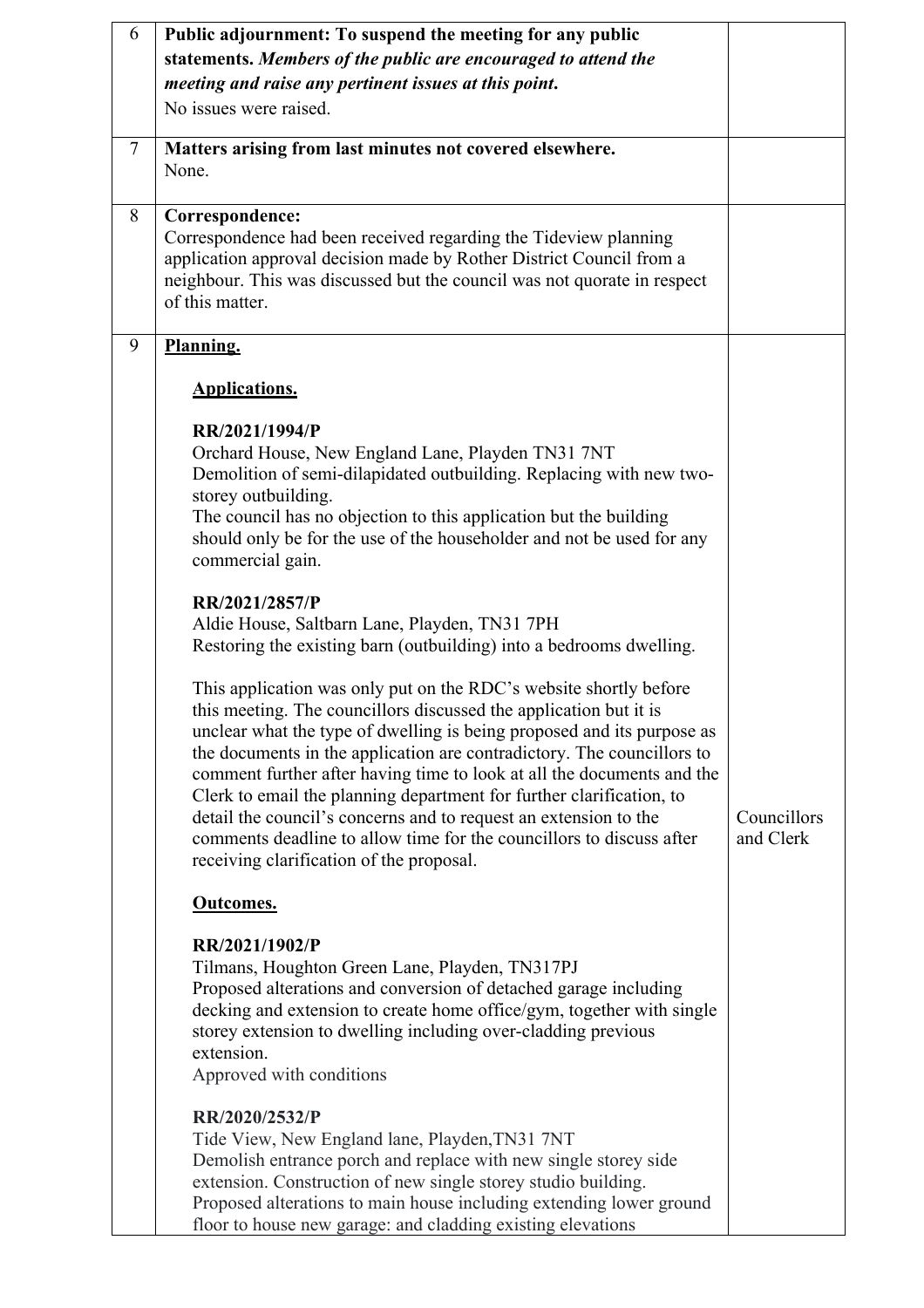| | | |
|---|---|---|
| 6 | **Public adjournment: To suspend the meeting for any public statements.** ***Members of the public are encouraged to attend the meeting and raise any pertinent issues at this point*****.**<br>No issues were raised. | |
| 7 | **Matters arising from last minutes not covered elsewhere.**<br>None. | |
| 8 | **Correspondence:**<br>Correspondence had been received regarding the Tideview planning application approval decision made by Rother District Council from a neighbour. This was discussed but the council was not quorate in respect of this matter. | |
| 9 | **<u>Planning.</u>**<br><br>**<u>Applications.</u>**<br><br>**RR/2021/1994/P**<br>Orchard House, New England Lane, Playden TN31 7NT<br>Demolition of semi-dilapidated outbuilding. Replacing with new two-storey outbuilding.<br>The council has no objection to this application but the building should only be for the use of the householder and not be used for any commercial gain.<br><br>**RR/2021/2857/P**<br>Aldie House, Saltbarn Lane, Playden, TN31 7PH<br>Restoring the existing barn (outbuilding) into a bedrooms dwelling.<br><br>This application was only put on the RDC's website shortly before this meeting. The councillors discussed the application but it is unclear what the type of dwelling is being proposed and its purpose as the documents in the application are contradictory. The councillors to comment further after having time to look at all the documents and the Clerk to email the planning department for further clarification, to detail the council's concerns and to request an extension to the comments deadline to allow time for the councillors to discuss after receiving clarification of the proposal.<br><br>**<u>Outcomes.</u>**<br><br>**RR/2021/1902/P**<br>Tilmans, Houghton Green Lane, Playden, TN317PJ<br>Proposed alterations and conversion of detached garage including decking and extension to create home office/gym, together with single storey extension to dwelling including over-cladding previous extension.<br>Approved with conditions<br><br>**RR/2020/2532/P**<br>Tide View, New England lane, Playden,TN31 7NT<br>Demolish entrance porch and replace with new single storey side extension. Construction of new single storey studio building.<br>Proposed alterations to main house including extending lower ground floor to house new garage: and cladding existing elevations | Councillors and Clerk |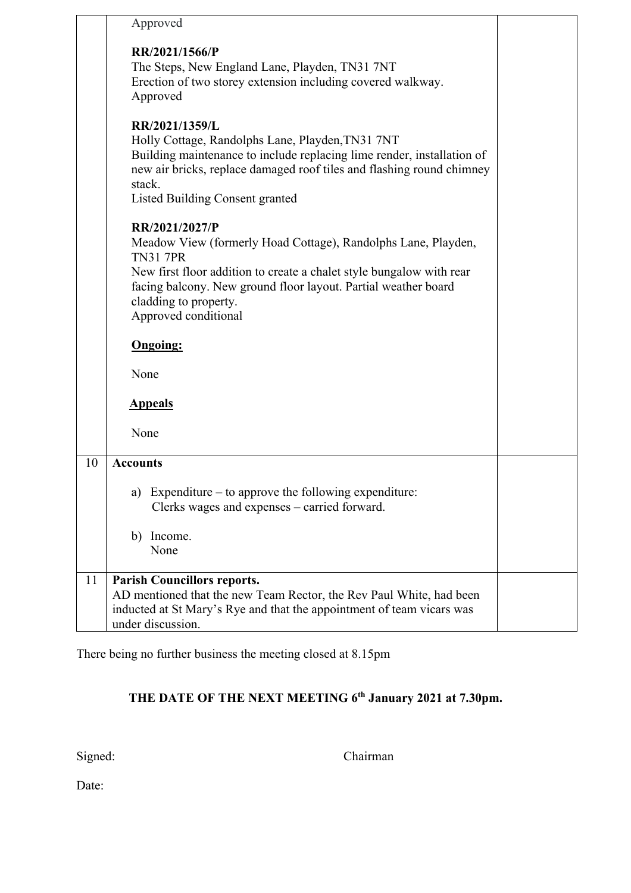| | | |
|---|---|---|
| | Approved<br><br>**RR/2021/1566/P**<br>The Steps, New England Lane, Playden, TN31 7NT<br>Erection of two storey extension including covered walkway.<br>Approved<br><br>**RR/2021/1359/L**<br>Holly Cottage, Randolphs Lane, Playden,TN31 7NT<br>Building maintenance to include replacing lime render, installation of new air bricks, replace damaged roof tiles and flashing round chimney stack.<br>Listed Building Consent granted<br><br>**RR/2021/2027/P**<br>Meadow View (formerly Hoad Cottage), Randolphs Lane, Playden, TN31 7PR<br>New first floor addition to create a chalet style bungalow with rear facing balcony. New ground floor layout. Partial weather board cladding to property.<br>Approved conditional<br><br>**Ongoing:**<br><br>None<br><br>**Appeals**<br><br>None | |
| 10 | **Accounts**<br><br>a) Expenditure – to approve the following expenditure:<br>Clerks wages and expenses – carried forward.<br><br>b) Income.<br>None | |
| 11 | **Parish Councillors reports.**<br>AD mentioned that the new Team Rector, the Rev Paul White, had been inducted at St Mary's Rye and that the appointment of team vicars was under discussion. | |

There being no further business the meeting closed at 8.15pm

**THE DATE OF THE NEXT MEETING 6th January 2021 at 7.30pm.**

Signed: Chairman

Date: